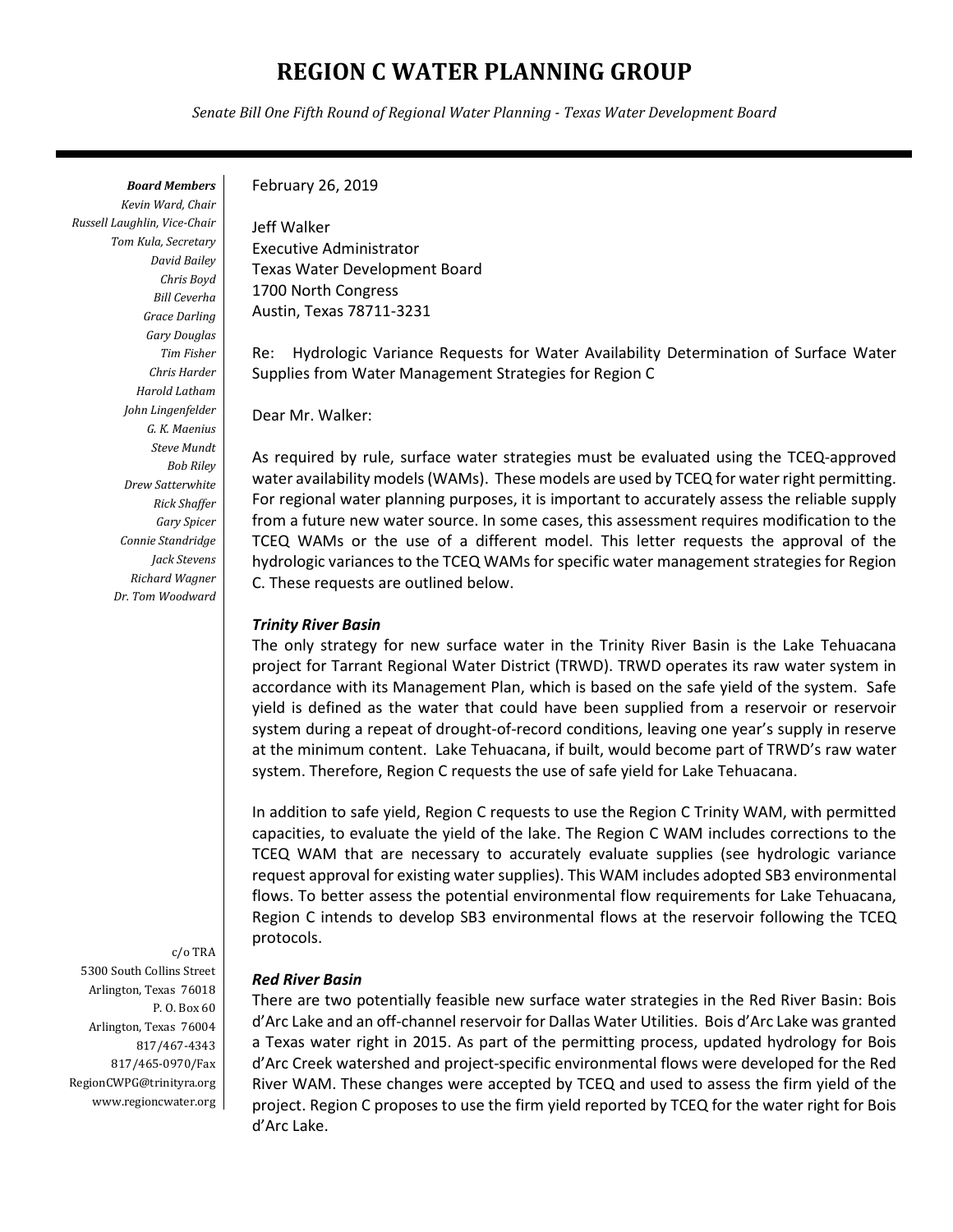# REGION C WATER PLANNING GROUP

*Senate Bill One Fifth Round of Regional Water Planning - Texas Water Development Board*

***Board Members***
*Kevin Ward, Chair*
*Russell Laughlin, Vice-Chair*
*Tom Kula, Secretary*
*David Bailey*
*Chris Boyd*
*Bill Ceverha*
*Grace Darling*
*Gary Douglas*
*Tim Fisher*
*Chris Harder*
*Harold Latham*
*John Lingenfelder*
*G. K. Maenius*
*Steve Mundt*
*Bob Riley*
*Drew Satterwhite*
*Rick Shaffer*
*Gary Spicer*
*Connie Standridge*
*Jack Stevens*
*Richard Wagner*
*Dr. Tom Woodward*

c/o TRA
5300 South Collins Street
Arlington, Texas 76018
P. O. Box 60
Arlington, Texas 76004
817/467-4343
817/465-0970/Fax
RegionCWPG@trinityra.org
www.regioncwater.org

February 26, 2019

Jeff Walker
Executive Administrator
Texas Water Development Board
1700 North Congress
Austin, Texas 78711-3231

Re: Hydrologic Variance Requests for Water Availability Determination of Surface Water Supplies from Water Management Strategies for Region C

Dear Mr. Walker:

As required by rule, surface water strategies must be evaluated using the TCEQ-approved water availability models (WAMs). These models are used by TCEQ for water right permitting. For regional water planning purposes, it is important to accurately assess the reliable supply from a future new water source. In some cases, this assessment requires modification to the TCEQ WAMs or the use of a different model. This letter requests the approval of the hydrologic variances to the TCEQ WAMs for specific water management strategies for Region C. These requests are outlined below.

***Trinity River Basin***

The only strategy for new surface water in the Trinity River Basin is the Lake Tehuacana project for Tarrant Regional Water District (TRWD). TRWD operates its raw water system in accordance with its Management Plan, which is based on the safe yield of the system. Safe yield is defined as the water that could have been supplied from a reservoir or reservoir system during a repeat of drought-of-record conditions, leaving one year's supply in reserve at the minimum content. Lake Tehuacana, if built, would become part of TRWD's raw water system. Therefore, Region C requests the use of safe yield for Lake Tehuacana.

In addition to safe yield, Region C requests to use the Region C Trinity WAM, with permitted capacities, to evaluate the yield of the lake. The Region C WAM includes corrections to the TCEQ WAM that are necessary to accurately evaluate supplies (see hydrologic variance request approval for existing water supplies). This WAM includes adopted SB3 environmental flows. To better assess the potential environmental flow requirements for Lake Tehuacana, Region C intends to develop SB3 environmental flows at the reservoir following the TCEQ protocols.

***Red River Basin***

There are two potentially feasible new surface water strategies in the Red River Basin: Bois d'Arc Lake and an off-channel reservoir for Dallas Water Utilities. Bois d'Arc Lake was granted a Texas water right in 2015. As part of the permitting process, updated hydrology for Bois d'Arc Creek watershed and project-specific environmental flows were developed for the Red River WAM. These changes were accepted by TCEQ and used to assess the firm yield of the project. Region C proposes to use the firm yield reported by TCEQ for the water right for Bois d'Arc Lake.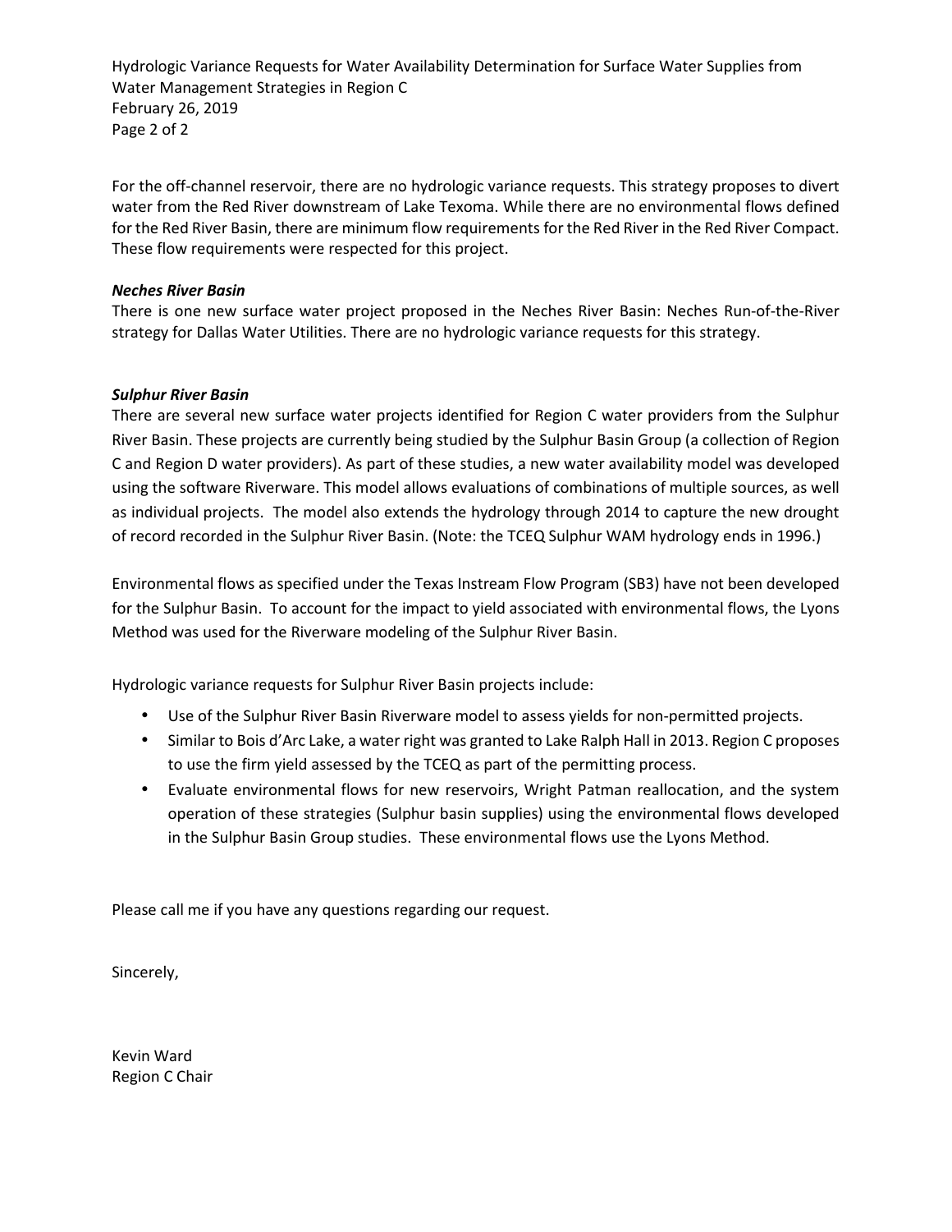For the off-channel reservoir, there are no hydrologic variance requests. This strategy proposes to divert water from the Red River downstream of Lake Texoma. While there are no environmental flows defined for the Red River Basin, there are minimum flow requirements for the Red River in the Red River Compact. These flow requirements were respected for this project.

***Neches River Basin***

There is one new surface water project proposed in the Neches River Basin: Neches Run-of-the-River strategy for Dallas Water Utilities. There are no hydrologic variance requests for this strategy.

***Sulphur River Basin***

There are several new surface water projects identified for Region C water providers from the Sulphur River Basin. These projects are currently being studied by the Sulphur Basin Group (a collection of Region C and Region D water providers). As part of these studies, a new water availability model was developed using the software Riverware. This model allows evaluations of combinations of multiple sources, as well as individual projects. The model also extends the hydrology through 2014 to capture the new drought of record recorded in the Sulphur River Basin. (Note: the TCEQ Sulphur WAM hydrology ends in 1996.)

Environmental flows as specified under the Texas Instream Flow Program (SB3) have not been developed for the Sulphur Basin. To account for the impact to yield associated with environmental flows, the Lyons Method was used for the Riverware modeling of the Sulphur River Basin.

Hydrologic variance requests for Sulphur River Basin projects include:

- Use of the Sulphur River Basin Riverware model to assess yields for non-permitted projects.
- Similar to Bois d'Arc Lake, a water right was granted to Lake Ralph Hall in 2013. Region C proposes to use the firm yield assessed by the TCEQ as part of the permitting process.
- Evaluate environmental flows for new reservoirs, Wright Patman reallocation, and the system operation of these strategies (Sulphur basin supplies) using the environmental flows developed in the Sulphur Basin Group studies. These environmental flows use the Lyons Method.

Please call me if you have any questions regarding our request.

Sincerely,

Kevin Ward
Region C Chair